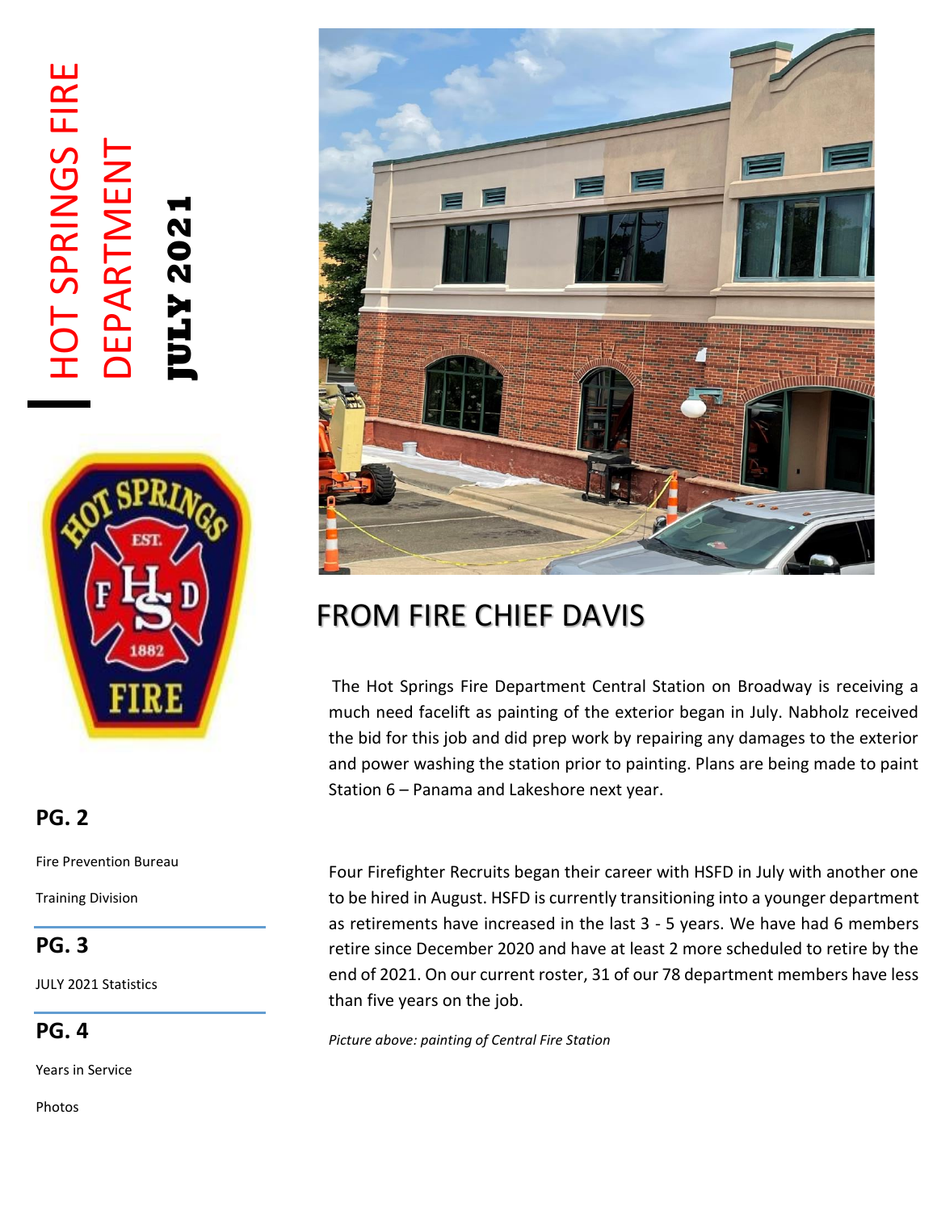# HOT SPRINGS FIRE DEPARTMENT

**JULY 2021**

**PG. 2**

Fire Prevention Bureau

Training Division

**PG. 3**

JULY 2021 Statistics

**PG. 4**

Years in Service

Photos

## FROM FIRE CHIEF DAVIS

The Hot Springs Fire Department Central Station on Broadway is receiving a much need facelift as painting of the exterior began in July. Nabholz received the bid for this job and did prep work by repairing any damages to the exterior and power washing the station prior to painting. Plans are being made to paint Station 6 – Panama and Lakeshore next year.

Four Firefighter Recruits began their career with HSFD in July with another one to be hired in August. HSFD is currently transitioning into a younger department as retirements have increased in the last 3 - 5 years. We have had 6 members retire since December 2020 and have at least 2 more scheduled to retire by the end of 2021. On our current roster, 31 of our 78 department members have less than five years on the job.

*Picture above: painting of Central Fire Station*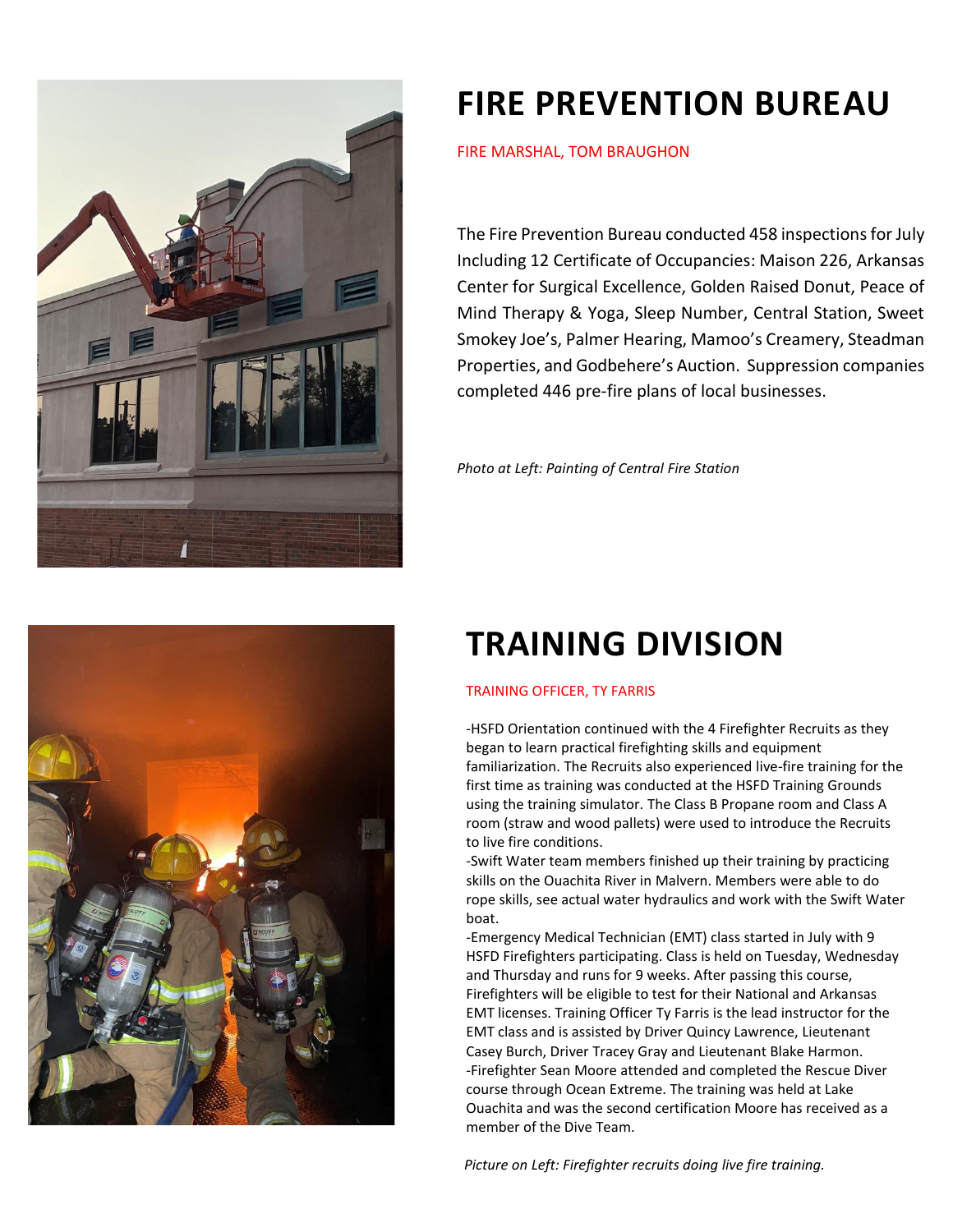# FIRE PREVENTION BUREAU

FIRE MARSHAL, TOM BRAUGHON

The Fire Prevention Bureau conducted 458 inspections for July Including 12 Certificate of Occupancies: Maison 226, Arkansas Center for Surgical Excellence, Golden Raised Donut, Peace of Mind Therapy & Yoga, Sleep Number, Central Station, Sweet Smokey Joe's, Palmer Hearing, Mamoo's Creamery, Steadman Properties, and Godbehere's Auction. Suppression companies completed 446 pre-fire plans of local businesses.

*Photo at Left: Painting of Central Fire Station*

# TRAINING DIVISION

TRAINING OFFICER, TY FARRIS

-HSFD Orientation continued with the 4 Firefighter Recruits as they began to learn practical firefighting skills and equipment familiarization. The Recruits also experienced live-fire training for the first time as training was conducted at the HSFD Training Grounds using the training simulator. The Class B Propane room and Class A room (straw and wood pallets) were used to introduce the Recruits to live fire conditions.

-Swift Water team members finished up their training by practicing skills on the Ouachita River in Malvern. Members were able to do rope skills, see actual water hydraulics and work with the Swift Water boat.

-Emergency Medical Technician (EMT) class started in July with 9 HSFD Firefighters participating. Class is held on Tuesday, Wednesday and Thursday and runs for 9 weeks. After passing this course, Firefighters will be eligible to test for their National and Arkansas EMT licenses. Training Officer Ty Farris is the lead instructor for the EMT class and is assisted by Driver Quincy Lawrence, Lieutenant Casey Burch, Driver Tracey Gray and Lieutenant Blake Harmon.

-Firefighter Sean Moore attended and completed the Rescue Diver course through Ocean Extreme. The training was held at Lake Ouachita and was the second certification Moore has received as a member of the Dive Team.

*Picture on Left: Firefighter recruits doing live fire training.*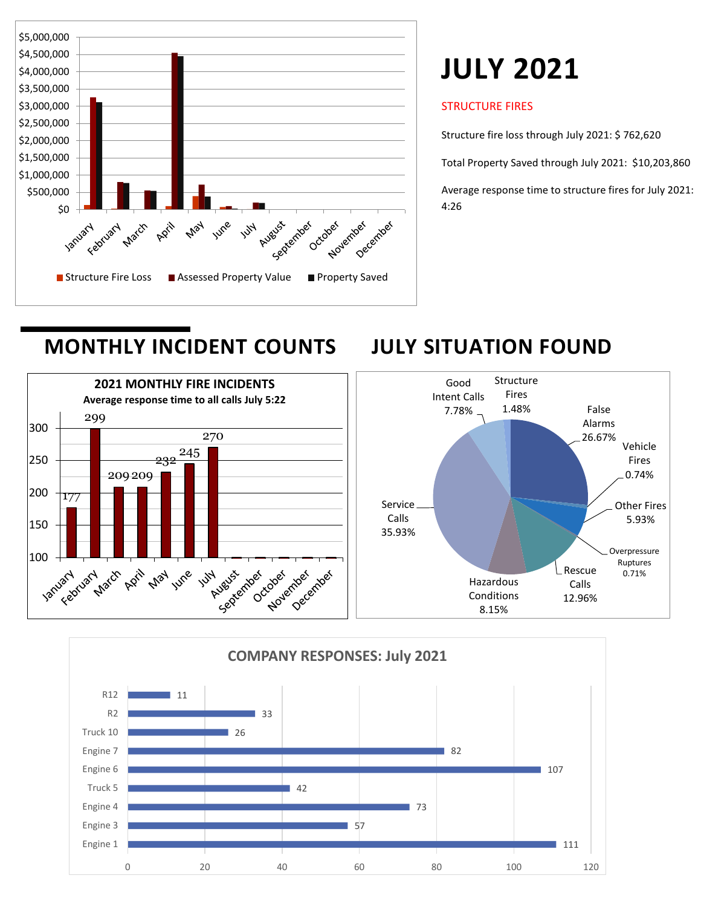# JULY 2021

STRUCTURE FIRES

Structure fire loss through July 2021: $ 762,620

Total Property Saved through July 2021: $10,203,860

Average response time to structure fires for July 2021: 4:26

Legend: Structure Fire Loss, Assessed Property Value, Property Saved

## MONTHLY INCIDENT COUNTS

**2021 MONTHLY FIRE INCIDENTS**

**Average response time to all calls July 5:22**

| Month | Incidents |
|---|---|
| January | 177 |
| February | 299 |
| March | 209 |
| April | 209 |
| May | 232 |
| June | 245 |
| July | 270 |

## JULY SITUATION FOUND

| Situation | Percent |
|---|---|
| False Alarms | 26.67% |
| Vehicle Fires | 0.74% |
| Other Fires | 5.93% |
| Overpressure Ruptures | 0.71% |
| Rescue Calls | 12.96% |
| Hazardous Conditions | 8.15% |
| Service Calls | 35.93% |
| Good Intent Calls | 7.78% |
| Structure Fires | 1.48% |

## COMPANY RESPONSES: July 2021

| Company | Responses |
|---|---|
| R12 | 11 |
| R2 | 33 |
| Truck 10 | 26 |
| Engine 7 | 82 |
| Engine 6 | 107 |
| Truck 5 | 42 |
| Engine 4 | 73 |
| Engine 3 | 57 |
| Engine 1 | 111 |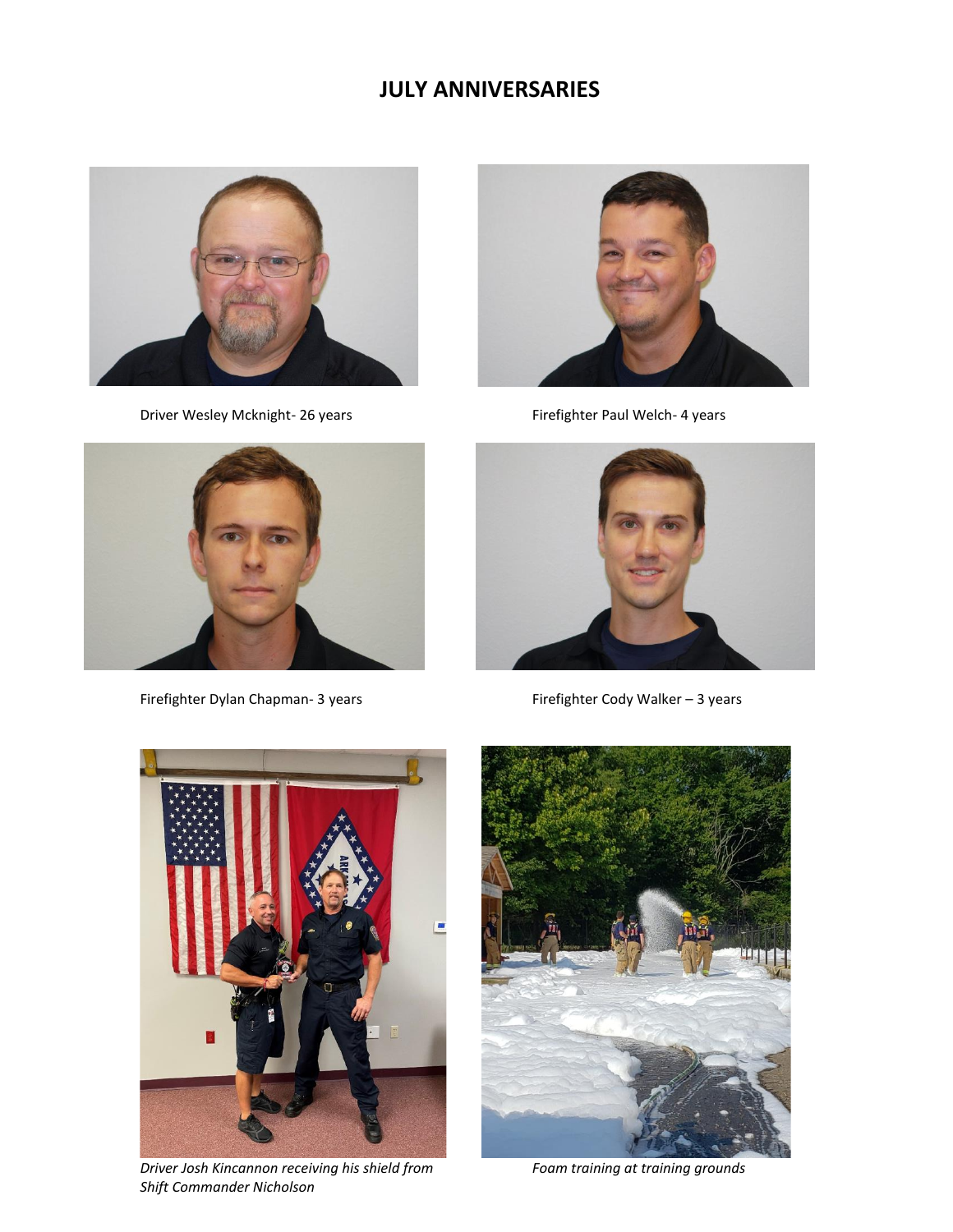# JULY ANNIVERSARIES

Driver Wesley Mcknight- 26 years

Firefighter Paul Welch- 4 years

Firefighter Dylan Chapman- 3 years

Firefighter Cody Walker – 3 years

*Driver Josh Kincannon receiving his shield from Shift Commander Nicholson*

*Foam training at training grounds*